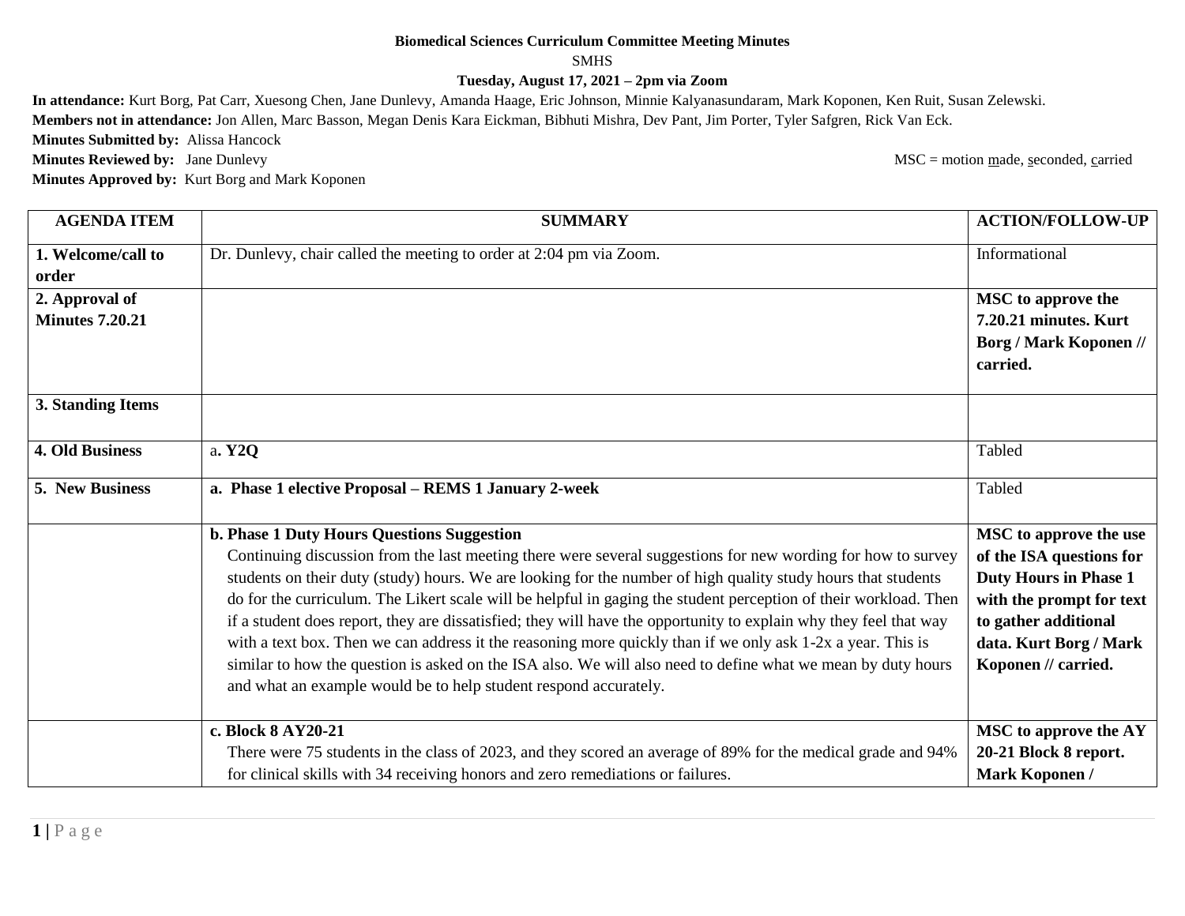**Biomedical Sciences Curriculum Committee Meeting Minutes**

SMHS

**Tuesday, August 17, 2021 – 2pm via Zoom**

**In attendance:** Kurt Borg, Pat Carr, Xuesong Chen, Jane Dunlevy, Amanda Haage, Eric Johnson, Minnie Kalyanasundaram, Mark Koponen, Ken Ruit, Susan Zelewski.

**Members not in attendance:** Jon Allen, Marc Basson, Megan Denis Kara Eickman, Bibhuti Mishra, Dev Pant, Jim Porter, Tyler Safgren, Rick Van Eck.

**Minutes Submitted by:** Alissa Hancock

**Minutes Reviewed by:** Jane Dunlevy

MSC = motion made, seconded, carried

**Minutes Approved by:** Kurt Borg and Mark Koponen

| AGENDA ITEM | SUMMARY | ACTION/FOLLOW-UP |
|---|---|---|
| **1. Welcome/call to order** | Dr. Dunlevy, chair called the meeting to order at 2:04 pm via Zoom. | Informational |
| **2. Approval of Minutes 7.20.21** | | **MSC to approve the 7.20.21 minutes. Kurt Borg / Mark Koponen // carried.** |
| **3. Standing Items** | | |
| **4. Old Business** | a**. Y2Q** | Tabled |
| **5. New Business** | **a. Phase 1 elective Proposal – REMS 1 January 2-week** | Tabled |
| | **b. Phase 1 Duty Hours Questions Suggestion** Continuing discussion from the last meeting there were several suggestions for new wording for how to survey students on their duty (study) hours. We are looking for the number of high quality study hours that students do for the curriculum. The Likert scale will be helpful in gaging the student perception of their workload. Then if a student does report, they are dissatisfied; they will have the opportunity to explain why they feel that way with a text box. Then we can address it the reasoning more quickly than if we only ask 1-2x a year. This is similar to how the question is asked on the ISA also. We will also need to define what we mean by duty hours and what an example would be to help student respond accurately. | **MSC to approve the use of the ISA questions for Duty Hours in Phase 1 with the prompt for text to gather additional data. Kurt Borg / Mark Koponen // carried.** |
| | **c. Block 8 AY20-21** There were 75 students in the class of 2023, and they scored an average of 89% for the medical grade and 94% for clinical skills with 34 receiving honors and zero remediations or failures. | **MSC to approve the AY 20-21 Block 8 report. Mark Koponen /** |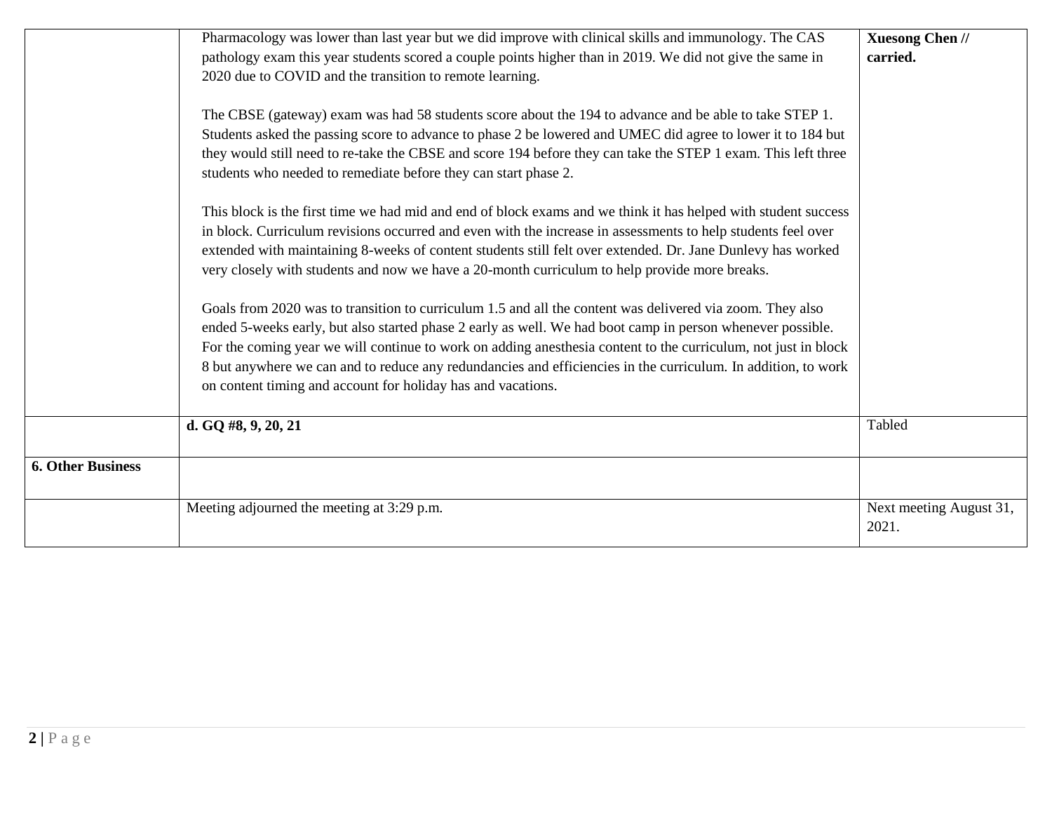| | | |
|---|---|---|
| | Pharmacology was lower than last year but we did improve with clinical skills and immunology. The CAS pathology exam this year students scored a couple points higher than in 2019. We did not give the same in 2020 due to COVID and the transition to remote learning.<br><br>The CBSE (gateway) exam was had 58 students score about the 194 to advance and be able to take STEP 1. Students asked the passing score to advance to phase 2 be lowered and UMEC did agree to lower it to 184 but they would still need to re-take the CBSE and score 194 before they can take the STEP 1 exam. This left three students who needed to remediate before they can start phase 2.<br><br>This block is the first time we had mid and end of block exams and we think it has helped with student success in block. Curriculum revisions occurred and even with the increase in assessments to help students feel over extended with maintaining 8-weeks of content students still felt over extended. Dr. Jane Dunlevy has worked very closely with students and now we have a 20-month curriculum to help provide more breaks.<br><br>Goals from 2020 was to transition to curriculum 1.5 and all the content was delivered via zoom. They also ended 5-weeks early, but also started phase 2 early as well. We had boot camp in person whenever possible. For the coming year we will continue to work on adding anesthesia content to the curriculum, not just in block 8 but anywhere we can and to reduce any redundancies and efficiencies in the curriculum. In addition, to work on content timing and account for holiday has and vacations. | **Xuesong Chen // carried.** |
| | **d. GQ #8, 9, 20, 21** | Tabled |
| **6. Other Business** | | |
| | Meeting adjourned the meeting at 3:29 p.m. | Next meeting August 31, 2021. |